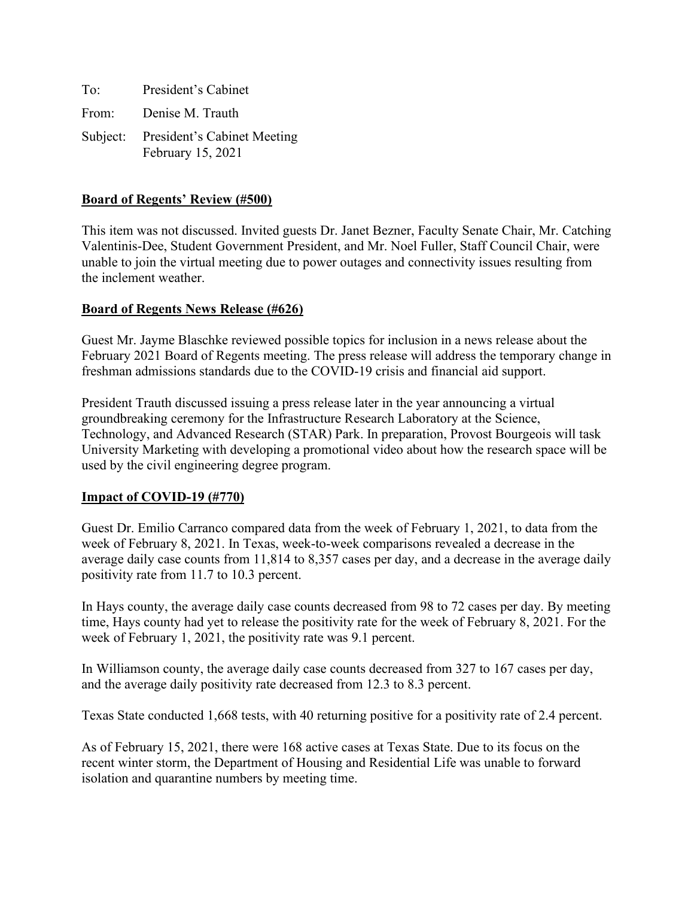To: President's Cabinet

From: Denise M. Trauth

Subject: President's Cabinet Meeting
February 15, 2021

## Board of Regents' Review (#500)

This item was not discussed. Invited guests Dr. Janet Bezner, Faculty Senate Chair, Mr. Catching Valentinis-Dee, Student Government President, and Mr. Noel Fuller, Staff Council Chair, were unable to join the virtual meeting due to power outages and connectivity issues resulting from the inclement weather.

## Board of Regents News Release (#626)

Guest Mr. Jayme Blaschke reviewed possible topics for inclusion in a news release about the February 2021 Board of Regents meeting. The press release will address the temporary change in freshman admissions standards due to the COVID-19 crisis and financial aid support.

President Trauth discussed issuing a press release later in the year announcing a virtual groundbreaking ceremony for the Infrastructure Research Laboratory at the Science, Technology, and Advanced Research (STAR) Park. In preparation, Provost Bourgeois will task University Marketing with developing a promotional video about how the research space will be used by the civil engineering degree program.

## Impact of COVID-19 (#770)

Guest Dr. Emilio Carranco compared data from the week of February 1, 2021, to data from the week of February 8, 2021. In Texas, week-to-week comparisons revealed a decrease in the average daily case counts from 11,814 to 8,357 cases per day, and a decrease in the average daily positivity rate from 11.7 to 10.3 percent.

In Hays county, the average daily case counts decreased from 98 to 72 cases per day. By meeting time, Hays county had yet to release the positivity rate for the week of February 8, 2021. For the week of February 1, 2021, the positivity rate was 9.1 percent.

In Williamson county, the average daily case counts decreased from 327 to 167 cases per day, and the average daily positivity rate decreased from 12.3 to 8.3 percent.

Texas State conducted 1,668 tests, with 40 returning positive for a positivity rate of 2.4 percent.

As of February 15, 2021, there were 168 active cases at Texas State. Due to its focus on the recent winter storm, the Department of Housing and Residential Life was unable to forward isolation and quarantine numbers by meeting time.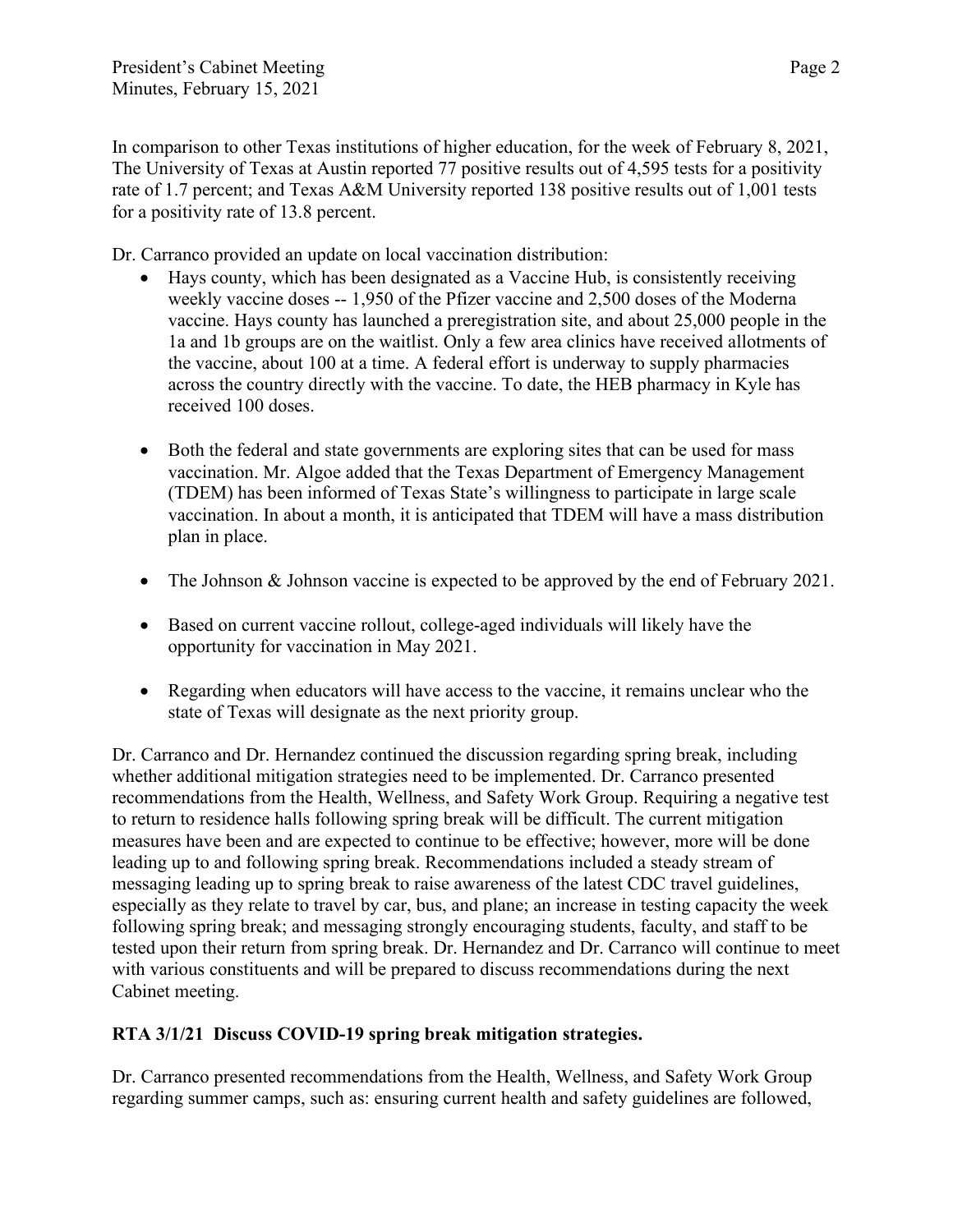In comparison to other Texas institutions of higher education, for the week of February 8, 2021, The University of Texas at Austin reported 77 positive results out of 4,595 tests for a positivity rate of 1.7 percent; and Texas A&M University reported 138 positive results out of 1,001 tests for a positivity rate of 13.8 percent.

Dr. Carranco provided an update on local vaccination distribution:

- Hays county, which has been designated as a Vaccine Hub, is consistently receiving weekly vaccine doses -- 1,950 of the Pfizer vaccine and 2,500 doses of the Moderna vaccine. Hays county has launched a preregistration site, and about 25,000 people in the 1a and 1b groups are on the waitlist. Only a few area clinics have received allotments of the vaccine, about 100 at a time. A federal effort is underway to supply pharmacies across the country directly with the vaccine. To date, the HEB pharmacy in Kyle has received 100 doses.

- Both the federal and state governments are exploring sites that can be used for mass vaccination. Mr. Algoe added that the Texas Department of Emergency Management (TDEM) has been informed of Texas State's willingness to participate in large scale vaccination. In about a month, it is anticipated that TDEM will have a mass distribution plan in place.

- The Johnson & Johnson vaccine is expected to be approved by the end of February 2021.

- Based on current vaccine rollout, college-aged individuals will likely have the opportunity for vaccination in May 2021.

- Regarding when educators will have access to the vaccine, it remains unclear who the state of Texas will designate as the next priority group.

Dr. Carranco and Dr. Hernandez continued the discussion regarding spring break, including whether additional mitigation strategies need to be implemented. Dr. Carranco presented recommendations from the Health, Wellness, and Safety Work Group. Requiring a negative test to return to residence halls following spring break will be difficult. The current mitigation measures have been and are expected to continue to be effective; however, more will be done leading up to and following spring break. Recommendations included a steady stream of messaging leading up to spring break to raise awareness of the latest CDC travel guidelines, especially as they relate to travel by car, bus, and plane; an increase in testing capacity the week following spring break; and messaging strongly encouraging students, faculty, and staff to be tested upon their return from spring break. Dr. Hernandez and Dr. Carranco will continue to meet with various constituents and will be prepared to discuss recommendations during the next Cabinet meeting.

**RTA 3/1/21 Discuss COVID-19 spring break mitigation strategies.**

Dr. Carranco presented recommendations from the Health, Wellness, and Safety Work Group regarding summer camps, such as: ensuring current health and safety guidelines are followed,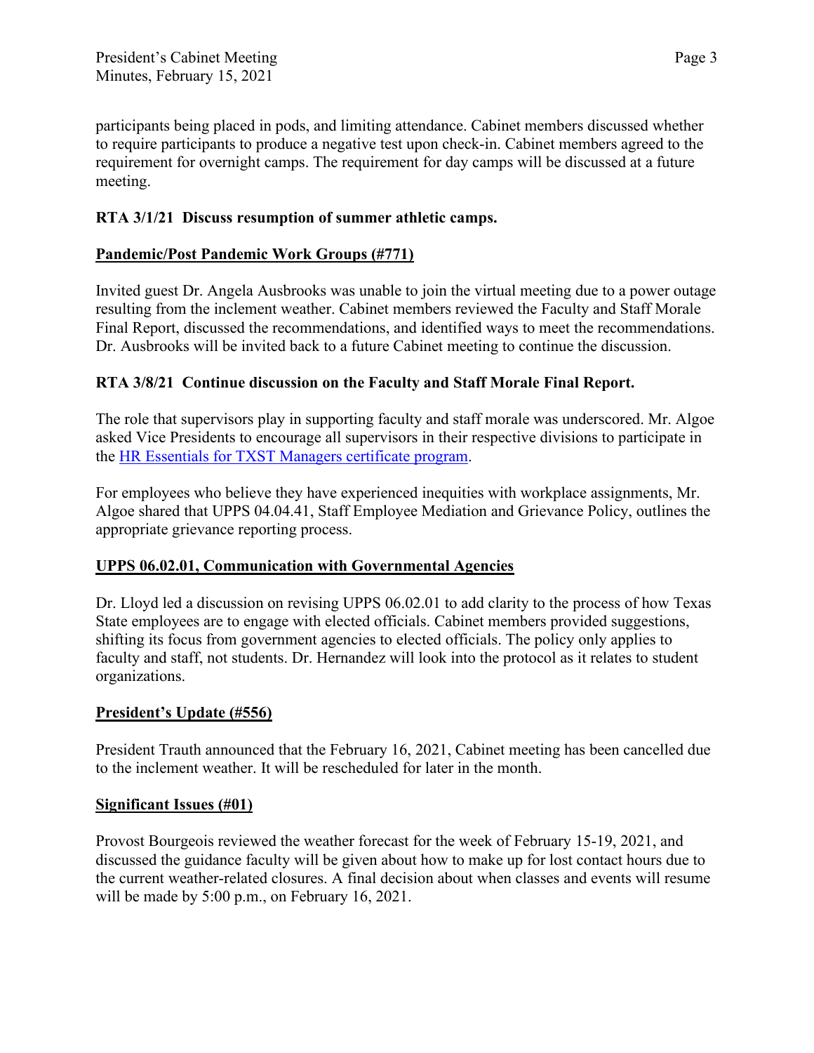participants being placed in pods, and limiting attendance. Cabinet members discussed whether to require participants to produce a negative test upon check-in. Cabinet members agreed to the requirement for overnight camps. The requirement for day camps will be discussed at a future meeting.

**RTA 3/1/21 Discuss resumption of summer athletic camps.**

**<u>Pandemic/Post Pandemic Work Groups (#771)</u>**

Invited guest Dr. Angela Ausbrooks was unable to join the virtual meeting due to a power outage resulting from the inclement weather. Cabinet members reviewed the Faculty and Staff Morale Final Report, discussed the recommendations, and identified ways to meet the recommendations. Dr. Ausbrooks will be invited back to a future Cabinet meeting to continue the discussion.

**RTA 3/8/21 Continue discussion on the Faculty and Staff Morale Final Report.**

The role that supervisors play in supporting faculty and staff morale was underscored. Mr. Algoe asked Vice Presidents to encourage all supervisors in their respective divisions to participate in the HR Essentials for TXST Managers certificate program.

For employees who believe they have experienced inequities with workplace assignments, Mr. Algoe shared that UPPS 04.04.41, Staff Employee Mediation and Grievance Policy, outlines the appropriate grievance reporting process.

**<u>UPPS 06.02.01, Communication with Governmental Agencies</u>**

Dr. Lloyd led a discussion on revising UPPS 06.02.01 to add clarity to the process of how Texas State employees are to engage with elected officials. Cabinet members provided suggestions, shifting its focus from government agencies to elected officials. The policy only applies to faculty and staff, not students. Dr. Hernandez will look into the protocol as it relates to student organizations.

**<u>President's Update (#556)</u>**

President Trauth announced that the February 16, 2021, Cabinet meeting has been cancelled due to the inclement weather. It will be rescheduled for later in the month.

**<u>Significant Issues (#01)</u>**

Provost Bourgeois reviewed the weather forecast for the week of February 15-19, 2021, and discussed the guidance faculty will be given about how to make up for lost contact hours due to the current weather-related closures. A final decision about when classes and events will resume will be made by 5:00 p.m., on February 16, 2021.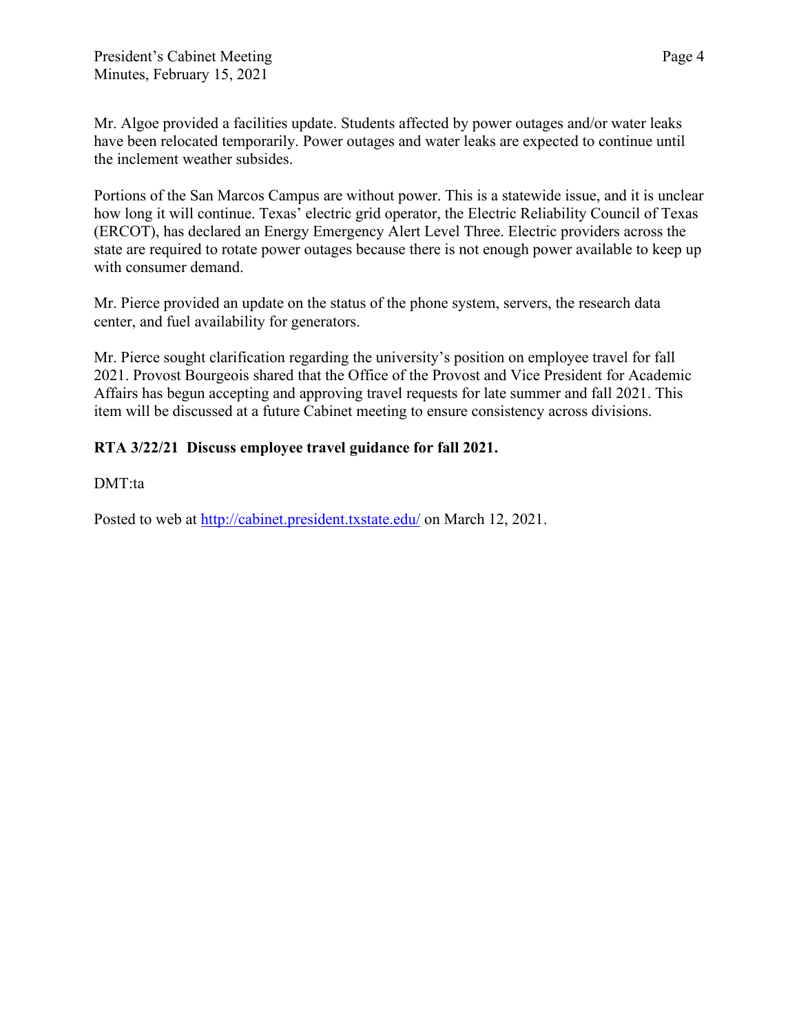Mr. Algoe provided a facilities update. Students affected by power outages and/or water leaks have been relocated temporarily. Power outages and water leaks are expected to continue until the inclement weather subsides.

Portions of the San Marcos Campus are without power. This is a statewide issue, and it is unclear how long it will continue. Texas' electric grid operator, the Electric Reliability Council of Texas (ERCOT), has declared an Energy Emergency Alert Level Three. Electric providers across the state are required to rotate power outages because there is not enough power available to keep up with consumer demand.

Mr. Pierce provided an update on the status of the phone system, servers, the research data center, and fuel availability for generators.

Mr. Pierce sought clarification regarding the university's position on employee travel for fall 2021. Provost Bourgeois shared that the Office of the Provost and Vice President for Academic Affairs has begun accepting and approving travel requests for late summer and fall 2021. This item will be discussed at a future Cabinet meeting to ensure consistency across divisions.

**RTA 3/22/21 Discuss employee travel guidance for fall 2021.**

DMT:ta

Posted to web at http://cabinet.president.txstate.edu/ on March 12, 2021.